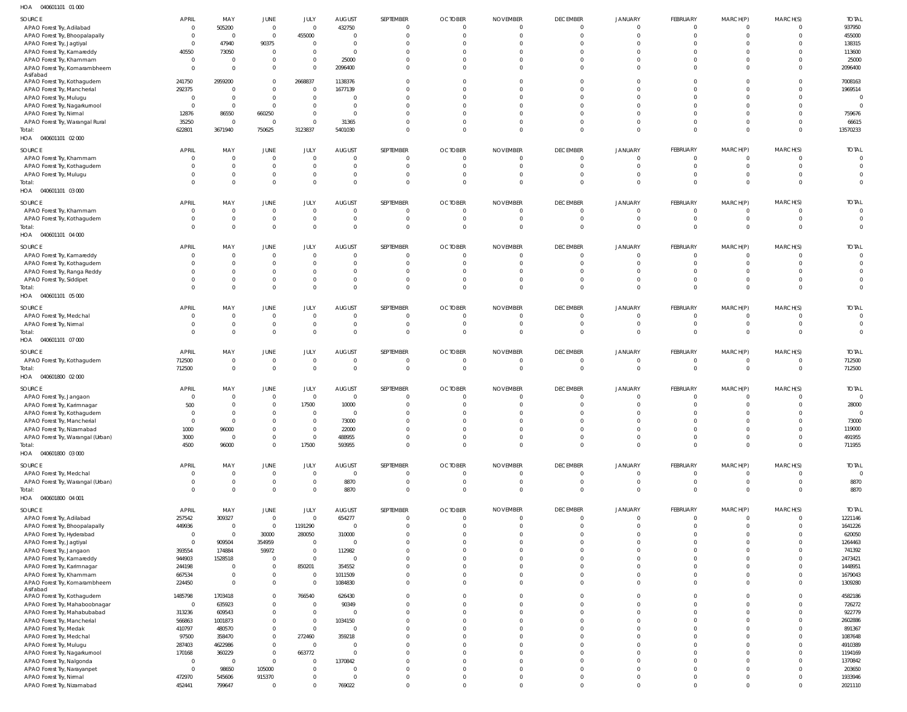HOA 040601101 01 000

| SOURCE | APRIL | MAY | JUNE | JULY | AUGUST | SEPTEMBER | OCTOBER | NOVEMBER | DECEMBER | JANUARY | FEBRUARY | MARCH(P) | MARCH(S) | TOTAL |
|---|---|---|---|---|---|---|---|---|---|---|---|---|---|---|
| APAO Forest Try, Adilabad | 0 | 505200 | 0 | 0 | 432750 | 0 | 0 | 0 | 0 | 0 | 0 | 0 | 0 | 937950 |
| APAO Forest Try, Bhoopalapally | 0 | 0 | 0 | 455000 | 0 | 0 | 0 | 0 | 0 | 0 | 0 | 0 | 0 | 455000 |
| APAO Forest Try, Jagtiyal | 0 | 47940 | 90375 | 0 | 0 | 0 | 0 | 0 | 0 | 0 | 0 | 0 | 0 | 138315 |
| APAO Forest Try, Kamareddy | 40550 | 73050 | 0 | 0 | 0 | 0 | 0 | 0 | 0 | 0 | 0 | 0 | 0 | 113600 |
| APAO Forest Try, Khammam | 0 | 0 | 0 | 0 | 25000 | 0 | 0 | 0 | 0 | 0 | 0 | 0 | 0 | 25000 |
| APAO Forest Try, Komarambheem Asifabad | 0 | 0 | 0 | 0 | 2096400 | 0 | 0 | 0 | 0 | 0 | 0 | 0 | 0 | 2096400 |
| APAO Forest Try, Kothagudem | 241750 | 2959200 | 0 | 2668837 | 1138376 | 0 | 0 | 0 | 0 | 0 | 0 | 0 | 0 | 7008163 |
| APAO Forest Try, Mancherial | 292375 | 0 | 0 | 0 | 1677139 | 0 | 0 | 0 | 0 | 0 | 0 | 0 | 0 | 1969514 |
| APAO Forest Try, Mulugu | 0 | 0 | 0 | 0 | 0 | 0 | 0 | 0 | 0 | 0 | 0 | 0 | 0 | 0 |
| APAO Forest Try, Nagarkurnool | 0 | 0 | 0 | 0 | 0 | 0 | 0 | 0 | 0 | 0 | 0 | 0 | 0 | 0 |
| APAO Forest Try, Nirmal | 12876 | 86550 | 660250 | 0 | 0 | 0 | 0 | 0 | 0 | 0 | 0 | 0 | 0 | 759676 |
| APAO Forest Try, Warangal Rural | 35250 | 0 | 0 | 0 | 31365 | 0 | 0 | 0 | 0 | 0 | 0 | 0 | 0 | 66615 |
| Total: | 622801 | 3671940 | 750625 | 3123837 | 5401030 | 0 | 0 | 0 | 0 | 0 | 0 | 0 | 0 | 13570233 |

HOA 040601101 02 000

| SOURCE | APRIL | MAY | JUNE | JULY | AUGUST | SEPTEMBER | OCTOBER | NOVEMBER | DECEMBER | JANUARY | FEBRUARY | MARCH(P) | MARCH(S) | TOTAL |
|---|---|---|---|---|---|---|---|---|---|---|---|---|---|---|
| APAO Forest Try, Khammam | 0 | 0 | 0 | 0 | 0 | 0 | 0 | 0 | 0 | 0 | 0 | 0 | 0 | 0 |
| APAO Forest Try, Kothagudem | 0 | 0 | 0 | 0 | 0 | 0 | 0 | 0 | 0 | 0 | 0 | 0 | 0 | 0 |
| APAO Forest Try, Mulugu | 0 | 0 | 0 | 0 | 0 | 0 | 0 | 0 | 0 | 0 | 0 | 0 | 0 | 0 |
| Total: | 0 | 0 | 0 | 0 | 0 | 0 | 0 | 0 | 0 | 0 | 0 | 0 | 0 | 0 |

HOA 040601101 03 000

| SOURCE | APRIL | MAY | JUNE | JULY | AUGUST | SEPTEMBER | OCTOBER | NOVEMBER | DECEMBER | JANUARY | FEBRUARY | MARCH(P) | MARCH(S) | TOTAL |
|---|---|---|---|---|---|---|---|---|---|---|---|---|---|---|
| APAO Forest Try, Khammam | 0 | 0 | 0 | 0 | 0 | 0 | 0 | 0 | 0 | 0 | 0 | 0 | 0 | 0 |
| APAO Forest Try, Kothagudem | 0 | 0 | 0 | 0 | 0 | 0 | 0 | 0 | 0 | 0 | 0 | 0 | 0 | 0 |
| Total: | 0 | 0 | 0 | 0 | 0 | 0 | 0 | 0 | 0 | 0 | 0 | 0 | 0 | 0 |

HOA 040601101 04 000

| SOURCE | APRIL | MAY | JUNE | JULY | AUGUST | SEPTEMBER | OCTOBER | NOVEMBER | DECEMBER | JANUARY | FEBRUARY | MARCH(P) | MARCH(S) | TOTAL |
|---|---|---|---|---|---|---|---|---|---|---|---|---|---|---|
| APAO Forest Try, Kamareddy | 0 | 0 | 0 | 0 | 0 | 0 | 0 | 0 | 0 | 0 | 0 | 0 | 0 | 0 |
| APAO Forest Try, Kothagudem | 0 | 0 | 0 | 0 | 0 | 0 | 0 | 0 | 0 | 0 | 0 | 0 | 0 | 0 |
| APAO Forest Try, Ranga Reddy | 0 | 0 | 0 | 0 | 0 | 0 | 0 | 0 | 0 | 0 | 0 | 0 | 0 | 0 |
| APAO Forest Try, Siddipet | 0 | 0 | 0 | 0 | 0 | 0 | 0 | 0 | 0 | 0 | 0 | 0 | 0 | 0 |
| Total: | 0 | 0 | 0 | 0 | 0 | 0 | 0 | 0 | 0 | 0 | 0 | 0 | 0 | 0 |

HOA 040601101 05 000

| SOURCE | APRIL | MAY | JUNE | JULY | AUGUST | SEPTEMBER | OCTOBER | NOVEMBER | DECEMBER | JANUARY | FEBRUARY | MARCH(P) | MARCH(S) | TOTAL |
|---|---|---|---|---|---|---|---|---|---|---|---|---|---|---|
| APAO Forest Try, Medchal | 0 | 0 | 0 | 0 | 0 | 0 | 0 | 0 | 0 | 0 | 0 | 0 | 0 | 0 |
| APAO Forest Try, Nirmal | 0 | 0 | 0 | 0 | 0 | 0 | 0 | 0 | 0 | 0 | 0 | 0 | 0 | 0 |
| Total: | 0 | 0 | 0 | 0 | 0 | 0 | 0 | 0 | 0 | 0 | 0 | 0 | 0 | 0 |

HOA 040601101 07 000

| SOURCE | APRIL | MAY | JUNE | JULY | AUGUST | SEPTEMBER | OCTOBER | NOVEMBER | DECEMBER | JANUARY | FEBRUARY | MARCH(P) | MARCH(S) | TOTAL |
|---|---|---|---|---|---|---|---|---|---|---|---|---|---|---|
| APAO Forest Try, Kothagudem | 712500 | 0 | 0 | 0 | 0 | 0 | 0 | 0 | 0 | 0 | 0 | 0 | 0 | 712500 |
| Total: | 712500 | 0 | 0 | 0 | 0 | 0 | 0 | 0 | 0 | 0 | 0 | 0 | 0 | 712500 |

HOA 040601800 02 000

| SOURCE | APRIL | MAY | JUNE | JULY | AUGUST | SEPTEMBER | OCTOBER | NOVEMBER | DECEMBER | JANUARY | FEBRUARY | MARCH(P) | MARCH(S) | TOTAL |
|---|---|---|---|---|---|---|---|---|---|---|---|---|---|---|
| APAO Forest Try, Jangaon | 0 | 0 | 0 | 0 | 0 | 0 | 0 | 0 | 0 | 0 | 0 | 0 | 0 | 0 |
| APAO Forest Try, Karimnagar | 500 | 0 | 0 | 17500 | 10000 | 0 | 0 | 0 | 0 | 0 | 0 | 0 | 0 | 28000 |
| APAO Forest Try, Kothagudem | 0 | 0 | 0 | 0 | 0 | 0 | 0 | 0 | 0 | 0 | 0 | 0 | 0 | 0 |
| APAO Forest Try, Mancherial | 0 | 0 | 0 | 0 | 73000 | 0 | 0 | 0 | 0 | 0 | 0 | 0 | 0 | 73000 |
| APAO Forest Try, Nizamabad | 1000 | 96000 | 0 | 0 | 22000 | 0 | 0 | 0 | 0 | 0 | 0 | 0 | 0 | 119000 |
| APAO Forest Try, Warangal (Urban) | 3000 | 0 | 0 | 0 | 488955 | 0 | 0 | 0 | 0 | 0 | 0 | 0 | 0 | 491955 |
| Total: | 4500 | 96000 | 0 | 17500 | 593955 | 0 | 0 | 0 | 0 | 0 | 0 | 0 | 0 | 711955 |

HOA 040601800 03 000

| SOURCE | APRIL | MAY | JUNE | JULY | AUGUST | SEPTEMBER | OCTOBER | NOVEMBER | DECEMBER | JANUARY | FEBRUARY | MARCH(P) | MARCH(S) | TOTAL |
|---|---|---|---|---|---|---|---|---|---|---|---|---|---|---|
| APAO Forest Try, Medchal | 0 | 0 | 0 | 0 | 0 | 0 | 0 | 0 | 0 | 0 | 0 | 0 | 0 | 0 |
| APAO Forest Try, Warangal (Urban) | 0 | 0 | 0 | 0 | 8870 | 0 | 0 | 0 | 0 | 0 | 0 | 0 | 0 | 8870 |
| Total: | 0 | 0 | 0 | 0 | 8870 | 0 | 0 | 0 | 0 | 0 | 0 | 0 | 0 | 8870 |

HOA 040601800 04 001

| SOURCE | APRIL | MAY | JUNE | JULY | AUGUST | SEPTEMBER | OCTOBER | NOVEMBER | DECEMBER | JANUARY | FEBRUARY | MARCH(P) | MARCH(S) | TOTAL |
|---|---|---|---|---|---|---|---|---|---|---|---|---|---|---|
| APAO Forest Try, Adilabad | 257542 | 309327 | 0 | 0 | 654277 | 0 | 0 | 0 | 0 | 0 | 0 | 0 | 0 | 1221146 |
| APAO Forest Try, Bhoopalapally | 449936 | 0 | 0 | 1191290 | 0 | 0 | 0 | 0 | 0 | 0 | 0 | 0 | 0 | 1641226 |
| APAO Forest Try, Hyderabad | 0 | 0 | 30000 | 280050 | 310000 | 0 | 0 | 0 | 0 | 0 | 0 | 0 | 0 | 620050 |
| APAO Forest Try, Jagtiyal | 0 | 909504 | 354959 | 0 | 0 | 0 | 0 | 0 | 0 | 0 | 0 | 0 | 0 | 1264463 |
| APAO Forest Try, Jangaon | 393554 | 174884 | 59972 | 0 | 112982 | 0 | 0 | 0 | 0 | 0 | 0 | 0 | 0 | 741392 |
| APAO Forest Try, Kamareddy | 944903 | 1528518 | 0 | 0 | 0 | 0 | 0 | 0 | 0 | 0 | 0 | 0 | 0 | 2473421 |
| APAO Forest Try, Karimnagar | 244198 | 0 | 0 | 850201 | 354552 | 0 | 0 | 0 | 0 | 0 | 0 | 0 | 0 | 1448951 |
| APAO Forest Try, Khammam | 667534 | 0 | 0 | 0 | 1011509 | 0 | 0 | 0 | 0 | 0 | 0 | 0 | 0 | 1679043 |
| APAO Forest Try, Komarambheem Asifabad | 224450 | 0 | 0 | 0 | 1084830 | 0 | 0 | 0 | 0 | 0 | 0 | 0 | 0 | 1309280 |
| APAO Forest Try, Kothagudem | 1485798 | 1703418 | 0 | 766540 | 626430 | 0 | 0 | 0 | 0 | 0 | 0 | 0 | 0 | 4582186 |
| APAO Forest Try, Mahaboobnagar | 0 | 635923 | 0 | 0 | 90349 | 0 | 0 | 0 | 0 | 0 | 0 | 0 | 0 | 726272 |
| APAO Forest Try, Mahabubabad | 313236 | 609543 | 0 | 0 | 0 | 0 | 0 | 0 | 0 | 0 | 0 | 0 | 0 | 922779 |
| APAO Forest Try, Mancherial | 566863 | 1001873 | 0 | 0 | 1034150 | 0 | 0 | 0 | 0 | 0 | 0 | 0 | 0 | 2602886 |
| APAO Forest Try, Medak | 410797 | 480570 | 0 | 0 | 0 | 0 | 0 | 0 | 0 | 0 | 0 | 0 | 0 | 891367 |
| APAO Forest Try, Medchal | 97500 | 358470 | 0 | 272460 | 359218 | 0 | 0 | 0 | 0 | 0 | 0 | 0 | 0 | 1087648 |
| APAO Forest Try, Mulugu | 287403 | 4622986 | 0 | 0 | 0 | 0 | 0 | 0 | 0 | 0 | 0 | 0 | 0 | 4910389 |
| APAO Forest Try, Nagarkurnool | 170168 | 360229 | 0 | 663772 | 0 | 0 | 0 | 0 | 0 | 0 | 0 | 0 | 0 | 1194169 |
| APAO Forest Try, Nalgonda | 0 | 0 | 0 | 0 | 1370842 | 0 | 0 | 0 | 0 | 0 | 0 | 0 | 0 | 1370842 |
| APAO Forest Try, Narayanpet | 0 | 98650 | 105000 | 0 | 0 | 0 | 0 | 0 | 0 | 0 | 0 | 0 | 0 | 203650 |
| APAO Forest Try, Nirmal | 472970 | 545606 | 915370 | 0 | 0 | 0 | 0 | 0 | 0 | 0 | 0 | 0 | 0 | 1933946 |
| APAO Forest Try, Nizamabad | 452441 | 799647 | 0 | 0 | 769022 | 0 | 0 | 0 | 0 | 0 | 0 | 0 | 0 | 2021110 |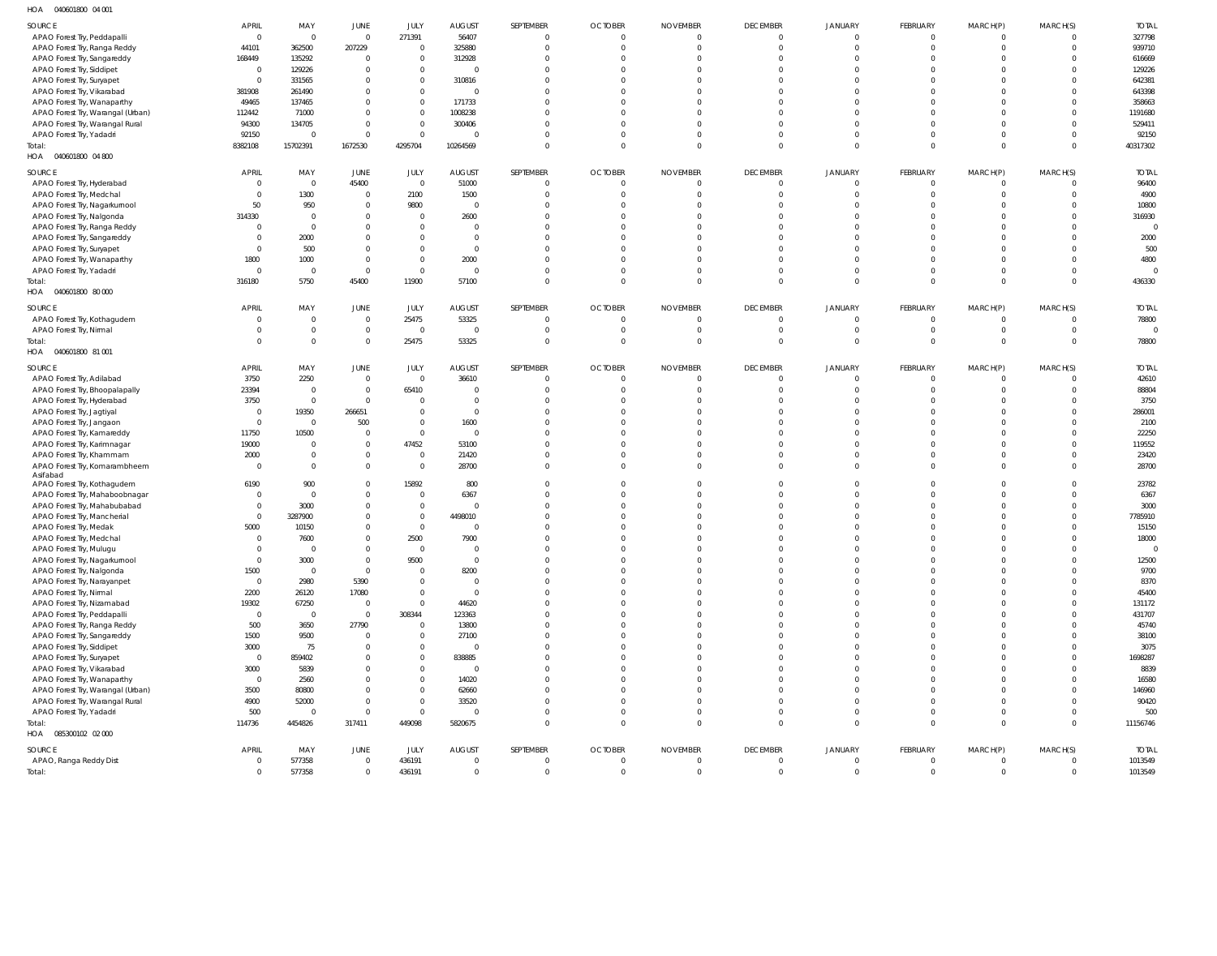HOA 040601800 04 001

| SOURCE | APRIL | MAY | JUNE | JULY | AUGUST | SEPTEMBER | OCTOBER | NOVEMBER | DECEMBER | JANUARY | FEBRUARY | MARCH(P) | MARCH(S) | TOTAL |
|---|---|---|---|---|---|---|---|---|---|---|---|---|---|---|
| APAO Forest Try, Peddapalli | 0 | 0 | 0 | 271391 | 56407 | 0 | 0 | 0 | 0 | 0 | 0 | 0 | 0 | 327798 |
| APAO Forest Try, Ranga Reddy | 44101 | 362500 | 207229 | 0 | 325880 | 0 | 0 | 0 | 0 | 0 | 0 | 0 | 0 | 939710 |
| APAO Forest Try, Sangareddy | 168449 | 135292 | 0 | 0 | 312928 | 0 | 0 | 0 | 0 | 0 | 0 | 0 | 0 | 616669 |
| APAO Forest Try, Siddipet | 0 | 129226 | 0 | 0 | 0 | 0 | 0 | 0 | 0 | 0 | 0 | 0 | 0 | 129226 |
| APAO Forest Try, Suryapet | 0 | 331565 | 0 | 0 | 310816 | 0 | 0 | 0 | 0 | 0 | 0 | 0 | 0 | 642381 |
| APAO Forest Try, Vikarabad | 381908 | 261490 | 0 | 0 | 0 | 0 | 0 | 0 | 0 | 0 | 0 | 0 | 0 | 643398 |
| APAO Forest Try, Wanaparthy | 49465 | 137465 | 0 | 0 | 171733 | 0 | 0 | 0 | 0 | 0 | 0 | 0 | 0 | 358663 |
| APAO Forest Try, Warangal (Urban) | 112442 | 71000 | 0 | 0 | 1008238 | 0 | 0 | 0 | 0 | 0 | 0 | 0 | 0 | 1191680 |
| APAO Forest Try, Warangal Rural | 94300 | 134705 | 0 | 0 | 300406 | 0 | 0 | 0 | 0 | 0 | 0 | 0 | 0 | 529411 |
| APAO Forest Try, Yadadri | 92150 | 0 | 0 | 0 | 0 | 0 | 0 | 0 | 0 | 0 | 0 | 0 | 0 | 92150 |
| Total: | 8382108 | 15702391 | 1672530 | 4295704 | 10264569 | 0 | 0 | 0 | 0 | 0 | 0 | 0 | 0 | 40317302 |

HOA 040601800 04 800

| SOURCE | APRIL | MAY | JUNE | JULY | AUGUST | SEPTEMBER | OCTOBER | NOVEMBER | DECEMBER | JANUARY | FEBRUARY | MARCH(P) | MARCH(S) | TOTAL |
|---|---|---|---|---|---|---|---|---|---|---|---|---|---|---|
| APAO Forest Try, Hyderabad | 0 | 0 | 45400 | 0 | 51000 | 0 | 0 | 0 | 0 | 0 | 0 | 0 | 0 | 96400 |
| APAO Forest Try, Medchal | 0 | 1300 | 0 | 2100 | 1500 | 0 | 0 | 0 | 0 | 0 | 0 | 0 | 0 | 4900 |
| APAO Forest Try, Nagarkurnool | 50 | 950 | 0 | 9800 | 0 | 0 | 0 | 0 | 0 | 0 | 0 | 0 | 0 | 10800 |
| APAO Forest Try, Nalgonda | 314330 | 0 | 0 | 0 | 2600 | 0 | 0 | 0 | 0 | 0 | 0 | 0 | 0 | 316930 |
| APAO Forest Try, Ranga Reddy | 0 | 0 | 0 | 0 | 0 | 0 | 0 | 0 | 0 | 0 | 0 | 0 | 0 | 0 |
| APAO Forest Try, Sangareddy | 0 | 2000 | 0 | 0 | 0 | 0 | 0 | 0 | 0 | 0 | 0 | 0 | 0 | 2000 |
| APAO Forest Try, Suryapet | 0 | 500 | 0 | 0 | 0 | 0 | 0 | 0 | 0 | 0 | 0 | 0 | 0 | 500 |
| APAO Forest Try, Wanaparthy | 1800 | 1000 | 0 | 0 | 2000 | 0 | 0 | 0 | 0 | 0 | 0 | 0 | 0 | 4800 |
| APAO Forest Try, Yadadri | 0 | 0 | 0 | 0 | 0 | 0 | 0 | 0 | 0 | 0 | 0 | 0 | 0 | 0 |
| Total: | 316180 | 5750 | 45400 | 11900 | 57100 | 0 | 0 | 0 | 0 | 0 | 0 | 0 | 0 | 436330 |

HOA 040601800 80 000

| SOURCE | APRIL | MAY | JUNE | JULY | AUGUST | SEPTEMBER | OCTOBER | NOVEMBER | DECEMBER | JANUARY | FEBRUARY | MARCH(P) | MARCH(S) | TOTAL |
|---|---|---|---|---|---|---|---|---|---|---|---|---|---|---|
| APAO Forest Try, Kothagudem | 0 | 0 | 0 | 25475 | 53325 | 0 | 0 | 0 | 0 | 0 | 0 | 0 | 0 | 78800 |
| APAO Forest Try, Nirmal | 0 | 0 | 0 | 0 | 0 | 0 | 0 | 0 | 0 | 0 | 0 | 0 | 0 | 0 |
| Total: | 0 | 0 | 0 | 25475 | 53325 | 0 | 0 | 0 | 0 | 0 | 0 | 0 | 0 | 78800 |

HOA 040601800 81 001

| SOURCE | APRIL | MAY | JUNE | JULY | AUGUST | SEPTEMBER | OCTOBER | NOVEMBER | DECEMBER | JANUARY | FEBRUARY | MARCH(P) | MARCH(S) | TOTAL |
|---|---|---|---|---|---|---|---|---|---|---|---|---|---|---|
| APAO Forest Try, Adilabad | 3750 | 2250 | 0 | 0 | 36610 | 0 | 0 | 0 | 0 | 0 | 0 | 0 | 0 | 42610 |
| APAO Forest Try, Bhoopalapally | 23394 | 0 | 0 | 65410 | 0 | 0 | 0 | 0 | 0 | 0 | 0 | 0 | 0 | 88804 |
| APAO Forest Try, Hyderabad | 3750 | 0 | 0 | 0 | 0 | 0 | 0 | 0 | 0 | 0 | 0 | 0 | 0 | 3750 |
| APAO Forest Try, Jagtiyal | 0 | 19350 | 266651 | 0 | 0 | 0 | 0 | 0 | 0 | 0 | 0 | 0 | 0 | 286001 |
| APAO Forest Try, Jangaon | 0 | 0 | 500 | 0 | 1600 | 0 | 0 | 0 | 0 | 0 | 0 | 0 | 0 | 2100 |
| APAO Forest Try, Kamareddy | 11750 | 10500 | 0 | 0 | 0 | 0 | 0 | 0 | 0 | 0 | 0 | 0 | 0 | 22250 |
| APAO Forest Try, Karimnagar | 19000 | 0 | 0 | 47452 | 53100 | 0 | 0 | 0 | 0 | 0 | 0 | 0 | 0 | 119552 |
| APAO Forest Try, Khammam | 2000 | 0 | 0 | 0 | 21420 | 0 | 0 | 0 | 0 | 0 | 0 | 0 | 0 | 23420 |
| APAO Forest Try, Komarambheem Asifabad | 0 | 0 | 0 | 0 | 28700 | 0 | 0 | 0 | 0 | 0 | 0 | 0 | 0 | 28700 |
| APAO Forest Try, Kothagudem | 6190 | 900 | 0 | 15892 | 800 | 0 | 0 | 0 | 0 | 0 | 0 | 0 | 0 | 23782 |
| APAO Forest Try, Mahaboobnagar | 0 | 0 | 0 | 0 | 6367 | 0 | 0 | 0 | 0 | 0 | 0 | 0 | 0 | 6367 |
| APAO Forest Try, Mahabubabad | 0 | 3000 | 0 | 0 | 0 | 0 | 0 | 0 | 0 | 0 | 0 | 0 | 0 | 3000 |
| APAO Forest Try, Mancherial | 0 | 3287900 | 0 | 0 | 4498010 | 0 | 0 | 0 | 0 | 0 | 0 | 0 | 0 | 7785910 |
| APAO Forest Try, Medak | 5000 | 10150 | 0 | 0 | 0 | 0 | 0 | 0 | 0 | 0 | 0 | 0 | 0 | 15150 |
| APAO Forest Try, Medchal | 0 | 7600 | 0 | 2500 | 7900 | 0 | 0 | 0 | 0 | 0 | 0 | 0 | 0 | 18000 |
| APAO Forest Try, Mulugu | 0 | 0 | 0 | 0 | 0 | 0 | 0 | 0 | 0 | 0 | 0 | 0 | 0 | 0 |
| APAO Forest Try, Nagarkurnool | 0 | 3000 | 0 | 9500 | 0 | 0 | 0 | 0 | 0 | 0 | 0 | 0 | 0 | 12500 |
| APAO Forest Try, Nalgonda | 1500 | 0 | 0 | 0 | 8200 | 0 | 0 | 0 | 0 | 0 | 0 | 0 | 0 | 9700 |
| APAO Forest Try, Narayanpet | 0 | 2980 | 5390 | 0 | 0 | 0 | 0 | 0 | 0 | 0 | 0 | 0 | 0 | 8370 |
| APAO Forest Try, Nirmal | 2200 | 26120 | 17080 | 0 | 0 | 0 | 0 | 0 | 0 | 0 | 0 | 0 | 0 | 45400 |
| APAO Forest Try, Nizamabad | 19302 | 67250 | 0 | 0 | 44620 | 0 | 0 | 0 | 0 | 0 | 0 | 0 | 0 | 131172 |
| APAO Forest Try, Peddapalli | 0 | 0 | 0 | 308344 | 123363 | 0 | 0 | 0 | 0 | 0 | 0 | 0 | 0 | 431707 |
| APAO Forest Try, Ranga Reddy | 500 | 3650 | 27790 | 0 | 13800 | 0 | 0 | 0 | 0 | 0 | 0 | 0 | 0 | 45740 |
| APAO Forest Try, Sangareddy | 1500 | 9500 | 0 | 0 | 27100 | 0 | 0 | 0 | 0 | 0 | 0 | 0 | 0 | 38100 |
| APAO Forest Try, Siddipet | 3000 | 75 | 0 | 0 | 0 | 0 | 0 | 0 | 0 | 0 | 0 | 0 | 0 | 3075 |
| APAO Forest Try, Suryapet | 0 | 859402 | 0 | 0 | 838885 | 0 | 0 | 0 | 0 | 0 | 0 | 0 | 0 | 1698287 |
| APAO Forest Try, Vikarabad | 3000 | 5839 | 0 | 0 | 0 | 0 | 0 | 0 | 0 | 0 | 0 | 0 | 0 | 8839 |
| APAO Forest Try, Wanaparthy | 0 | 2560 | 0 | 0 | 14020 | 0 | 0 | 0 | 0 | 0 | 0 | 0 | 0 | 16580 |
| APAO Forest Try, Warangal (Urban) | 3500 | 80800 | 0 | 0 | 62660 | 0 | 0 | 0 | 0 | 0 | 0 | 0 | 0 | 146960 |
| APAO Forest Try, Warangal Rural | 4900 | 52000 | 0 | 0 | 33520 | 0 | 0 | 0 | 0 | 0 | 0 | 0 | 0 | 90420 |
| APAO Forest Try, Yadadri | 500 | 0 | 0 | 0 | 0 | 0 | 0 | 0 | 0 | 0 | 0 | 0 | 0 | 500 |
| Total: | 114736 | 4454826 | 317411 | 449098 | 5820675 | 0 | 0 | 0 | 0 | 0 | 0 | 0 | 0 | 11156746 |

HOA 085300102 02 000

| SOURCE | APRIL | MAY | JUNE | JULY | AUGUST | SEPTEMBER | OCTOBER | NOVEMBER | DECEMBER | JANUARY | FEBRUARY | MARCH(P) | MARCH(S) | TOTAL |
|---|---|---|---|---|---|---|---|---|---|---|---|---|---|---|
| APAO, Ranga Reddy Dist | 0 | 577358 | 0 | 436191 | 0 | 0 | 0 | 0 | 0 | 0 | 0 | 0 | 0 | 1013549 |
| Total: | 0 | 577358 | 0 | 436191 | 0 | 0 | 0 | 0 | 0 | 0 | 0 | 0 | 0 | 1013549 |